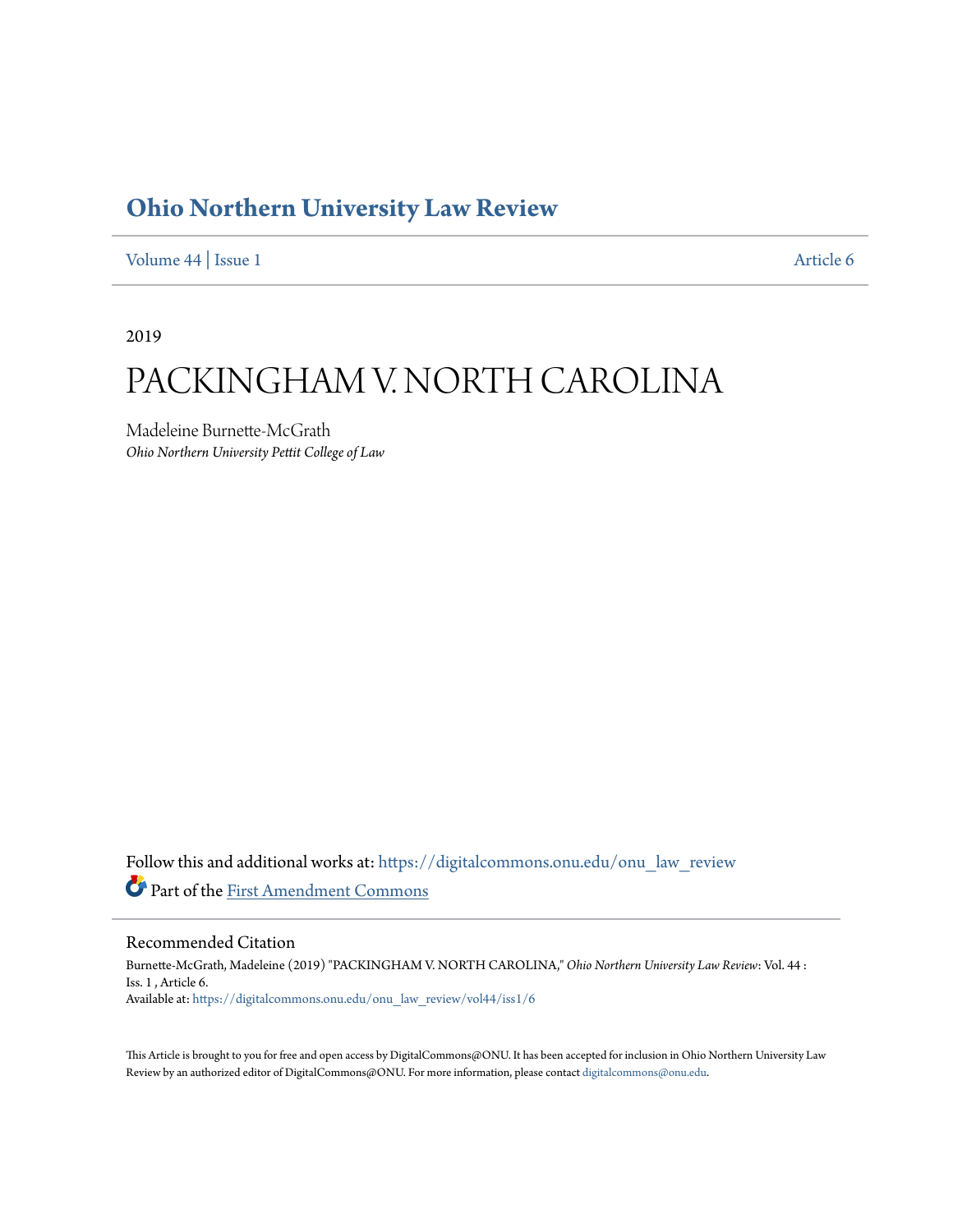# Ohio Northern University Law Review

Volume 44 | Issue 1 | Article 6

2019

# PACKINGHAM V. NORTH CAROLINA

Madeleine Burnette-McGrath
*Ohio Northern University Pettit College of Law*

Follow this and additional works at: https://digitalcommons.onu.edu/onu_law_review

Part of the First Amendment Commons

## Recommended Citation

Burnette-McGrath, Madeleine (2019) "PACKINGHAM V. NORTH CAROLINA," *Ohio Northern University Law Review*: Vol. 44 : Iss. 1 , Article 6.
Available at: https://digitalcommons.onu.edu/onu_law_review/vol44/iss1/6

This Article is brought to you for free and open access by DigitalCommons@ONU. It has been accepted for inclusion in Ohio Northern University Law Review by an authorized editor of DigitalCommons@ONU. For more information, please contact digitalcommons@onu.edu.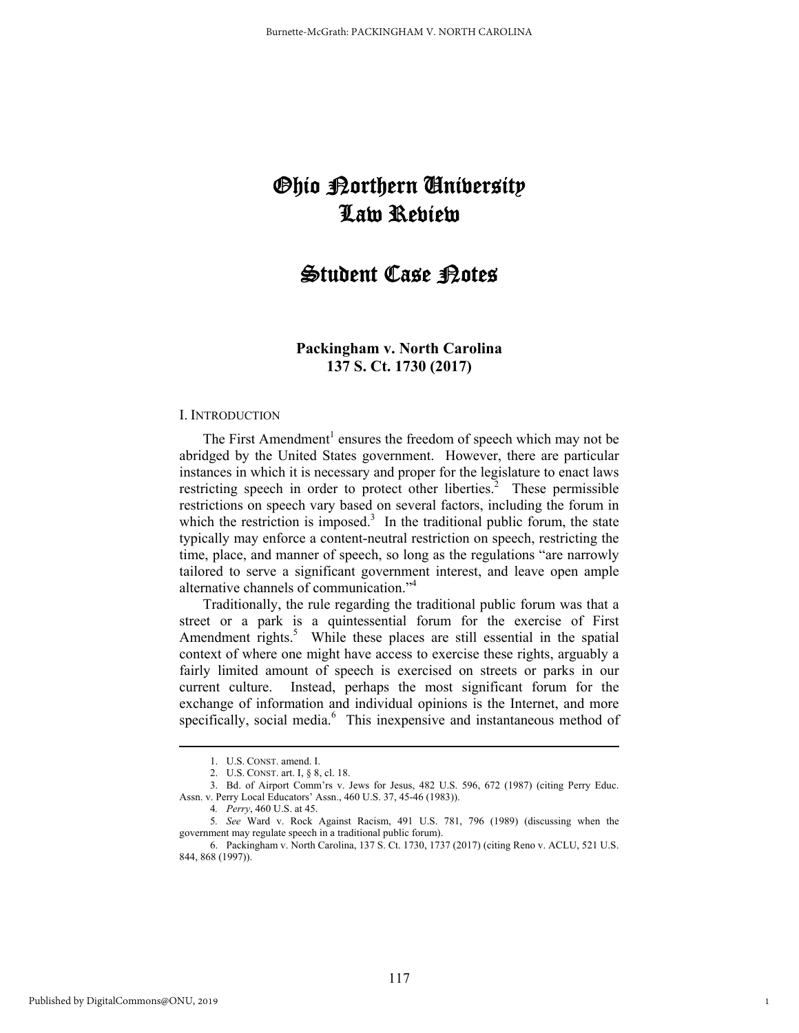# Ohio Northern University Law Review

## Student Case Notes

### Packingham v. North Carolina
### 137 S. Ct. 1730 (2017)

I. INTRODUCTION

The First Amendment[1] ensures the freedom of speech which may not be abridged by the United States government. However, there are particular instances in which it is necessary and proper for the legislature to enact laws restricting speech in order to protect other liberties.[2] These permissible restrictions on speech vary based on several factors, including the forum in which the restriction is imposed.[3] In the traditional public forum, the state typically may enforce a content-neutral restriction on speech, restricting the time, place, and manner of speech, so long as the regulations "are narrowly tailored to serve a significant government interest, and leave open ample alternative channels of communication."[4]

Traditionally, the rule regarding the traditional public forum was that a street or a park is a quintessential forum for the exercise of First Amendment rights.[5] While these places are still essential in the spatial context of where one might have access to exercise these rights, arguably a fairly limited amount of speech is exercised on streets or parks in our current culture. Instead, perhaps the most significant forum for the exchange of information and individual opinions is the Internet, and more specifically, social media.[6] This inexpensive and instantaneous method of

---

1. U.S. CONST. amend. I.
2. U.S. CONST. art. I, § 8, cl. 18.
3. Bd. of Airport Comm'rs v. Jews for Jesus, 482 U.S. 596, 672 (1987) (citing Perry Educ. Assn. v. Perry Local Educators' Assn., 460 U.S. 37, 45-46 (1983)).
4. *Perry*, 460 U.S. at 45.
5. *See* Ward v. Rock Against Racism, 491 U.S. 781, 796 (1989) (discussing when the government may regulate speech in a traditional public forum).
6. Packingham v. North Carolina, 137 S. Ct. 1730, 1737 (2017) (citing Reno v. ACLU, 521 U.S. 844, 868 (1997)).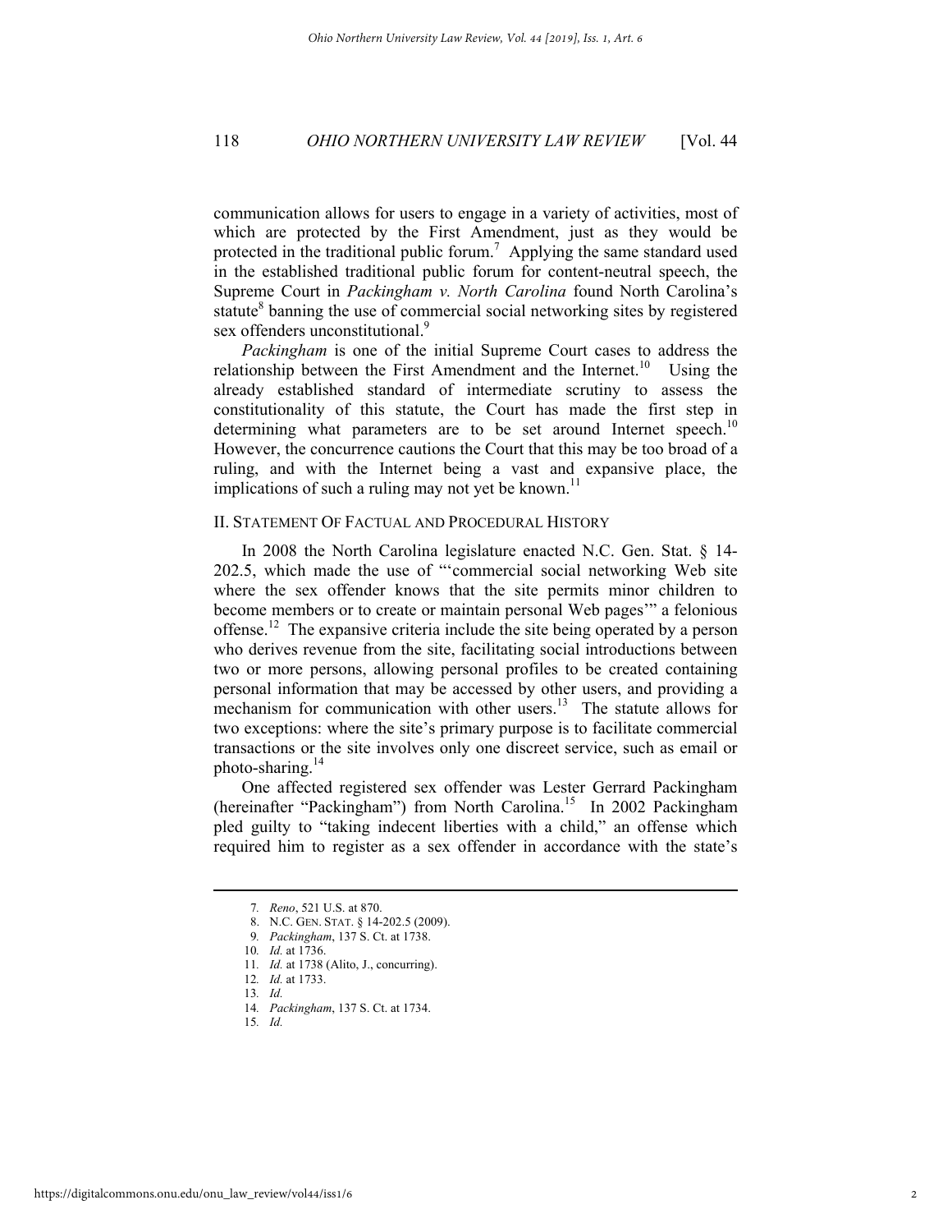communication allows for users to engage in a variety of activities, most of which are protected by the First Amendment, just as they would be protected in the traditional public forum.[7] Applying the same standard used in the established traditional public forum for content-neutral speech, the Supreme Court in *Packingham v. North Carolina* found North Carolina's statute[8] banning the use of commercial social networking sites by registered sex offenders unconstitutional.[9]

*Packingham* is one of the initial Supreme Court cases to address the relationship between the First Amendment and the Internet.[10] Using the already established standard of intermediate scrutiny to assess the constitutionality of this statute, the Court has made the first step in determining what parameters are to be set around Internet speech.[10] However, the concurrence cautions the Court that this may be too broad of a ruling, and with the Internet being a vast and expansive place, the implications of such a ruling may not yet be known.[11]

## II. STATEMENT OF FACTUAL AND PROCEDURAL HISTORY

In 2008 the North Carolina legislature enacted N.C. Gen. Stat. § 14-202.5, which made the use of "'commercial social networking Web site where the sex offender knows that the site permits minor children to become members or to create or maintain personal Web pages'" a felonious offense.[12] The expansive criteria include the site being operated by a person who derives revenue from the site, facilitating social introductions between two or more persons, allowing personal profiles to be created containing personal information that may be accessed by other users, and providing a mechanism for communication with other users.[13] The statute allows for two exceptions: where the site's primary purpose is to facilitate commercial transactions or the site involves only one discreet service, such as email or photo-sharing.[14]

One affected registered sex offender was Lester Gerrard Packingham (hereinafter "Packingham") from North Carolina.[15] In 2002 Packingham pled guilty to "taking indecent liberties with a child," an offense which required him to register as a sex offender in accordance with the state's

---

7. *Reno*, 521 U.S. at 870.
8. N.C. GEN. STAT. § 14-202.5 (2009).
9. *Packingham*, 137 S. Ct. at 1738.
10. *Id.* at 1736.
11. *Id.* at 1738 (Alito, J., concurring).
12. *Id.* at 1733.
13. *Id.*
14. *Packingham*, 137 S. Ct. at 1734.
15. *Id.*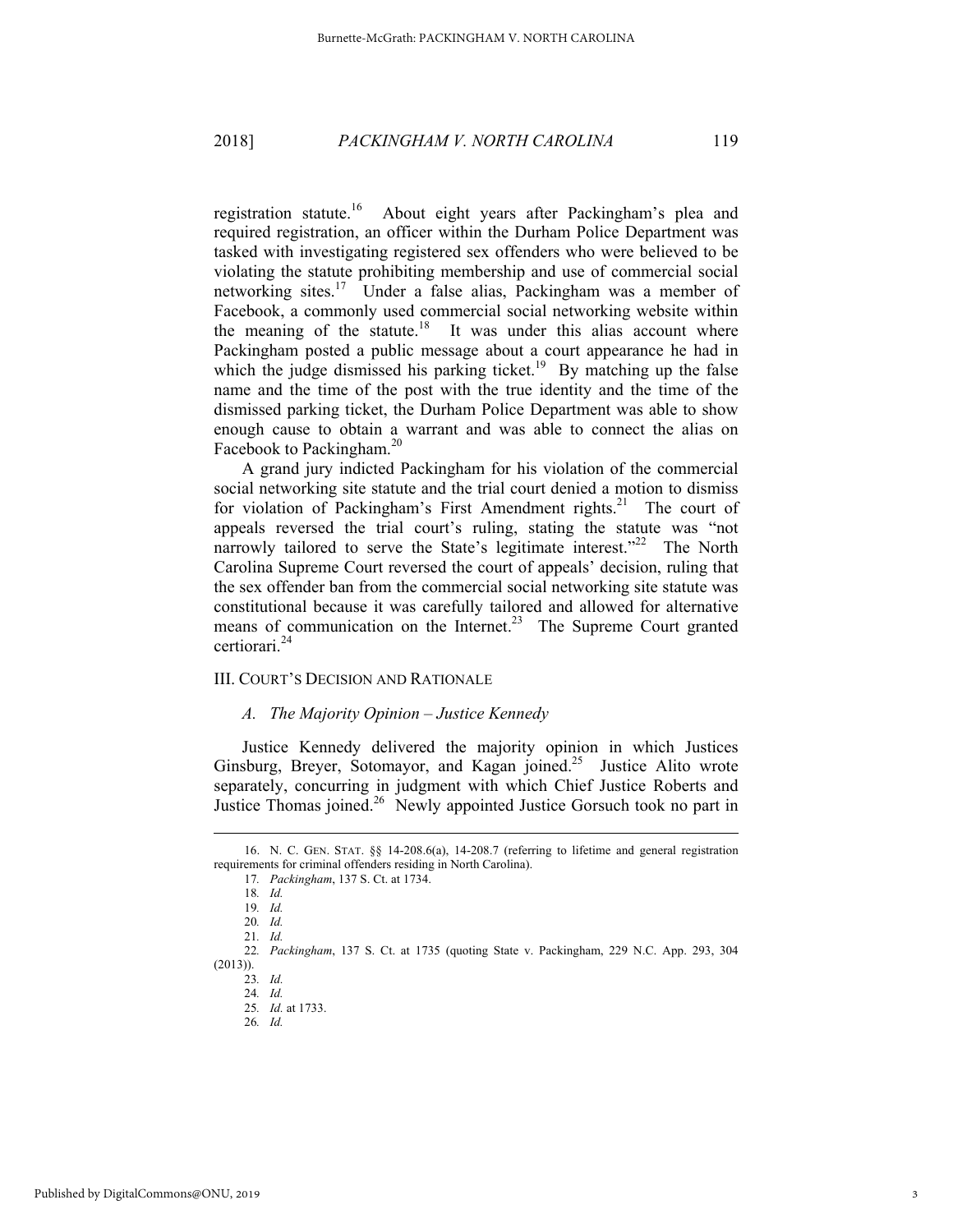registration statute.[16] About eight years after Packingham's plea and required registration, an officer within the Durham Police Department was tasked with investigating registered sex offenders who were believed to be violating the statute prohibiting membership and use of commercial social networking sites.[17] Under a false alias, Packingham was a member of Facebook, a commonly used commercial social networking website within the meaning of the statute.[18] It was under this alias account where Packingham posted a public message about a court appearance he had in which the judge dismissed his parking ticket.[19] By matching up the false name and the time of the post with the true identity and the time of the dismissed parking ticket, the Durham Police Department was able to show enough cause to obtain a warrant and was able to connect the alias on Facebook to Packingham.[20]

A grand jury indicted Packingham for his violation of the commercial social networking site statute and the trial court denied a motion to dismiss for violation of Packingham's First Amendment rights.[21] The court of appeals reversed the trial court's ruling, stating the statute was "not narrowly tailored to serve the State's legitimate interest."[22] The North Carolina Supreme Court reversed the court of appeals' decision, ruling that the sex offender ban from the commercial social networking site statute was constitutional because it was carefully tailored and allowed for alternative means of communication on the Internet.[23] The Supreme Court granted certiorari.[24]

## III. COURT'S DECISION AND RATIONALE

### *A. The Majority Opinion – Justice Kennedy*

Justice Kennedy delivered the majority opinion in which Justices Ginsburg, Breyer, Sotomayor, and Kagan joined.[25] Justice Alito wrote separately, concurring in judgment with which Chief Justice Roberts and Justice Thomas joined.[26] Newly appointed Justice Gorsuch took no part in

---

16. N. C. GEN. STAT. §§ 14-208.6(a), 14-208.7 (referring to lifetime and general registration requirements for criminal offenders residing in North Carolina).

17. *Packingham*, 137 S. Ct. at 1734.

18. *Id.*

19. *Id.*

20. *Id.*

21. *Id.*

22. *Packingham*, 137 S. Ct. at 1735 (quoting State v. Packingham, 229 N.C. App. 293, 304 (2013)).

23. *Id.*

24. *Id.*

25. *Id.* at 1733.

26. *Id.*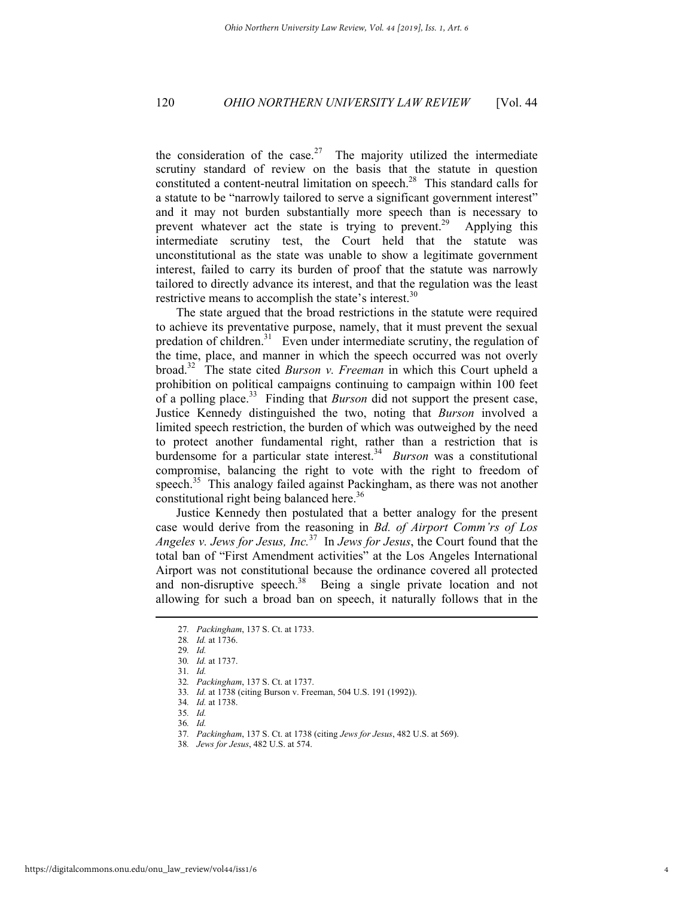the consideration of the case.[27] The majority utilized the intermediate scrutiny standard of review on the basis that the statute in question constituted a content-neutral limitation on speech.[28] This standard calls for a statute to be "narrowly tailored to serve a significant government interest" and it may not burden substantially more speech than is necessary to prevent whatever act the state is trying to prevent.[29] Applying this intermediate scrutiny test, the Court held that the statute was unconstitutional as the state was unable to show a legitimate government interest, failed to carry its burden of proof that the statute was narrowly tailored to directly advance its interest, and that the regulation was the least restrictive means to accomplish the state's interest.[30]

The state argued that the broad restrictions in the statute were required to achieve its preventative purpose, namely, that it must prevent the sexual predation of children.[31] Even under intermediate scrutiny, the regulation of the time, place, and manner in which the speech occurred was not overly broad.[32] The state cited *Burson v. Freeman* in which this Court upheld a prohibition on political campaigns continuing to campaign within 100 feet of a polling place.[33] Finding that *Burson* did not support the present case, Justice Kennedy distinguished the two, noting that *Burson* involved a limited speech restriction, the burden of which was outweighed by the need to protect another fundamental right, rather than a restriction that is burdensome for a particular state interest.[34] *Burson* was a constitutional compromise, balancing the right to vote with the right to freedom of speech.[35] This analogy failed against Packingham, as there was not another constitutional right being balanced here.[36]

Justice Kennedy then postulated that a better analogy for the present case would derive from the reasoning in *Bd. of Airport Comm'rs of Los Angeles v. Jews for Jesus, Inc.*[37] In *Jews for Jesus*, the Court found that the total ban of "First Amendment activities" at the Los Angeles International Airport was not constitutional because the ordinance covered all protected and non-disruptive speech.[38] Being a single private location and not allowing for such a broad ban on speech, it naturally follows that in the

---

27. *Packingham*, 137 S. Ct. at 1733.
28. *Id.* at 1736.
29. *Id.*
30. *Id.* at 1737.
31. *Id.*
32. *Packingham*, 137 S. Ct. at 1737.
33. *Id.* at 1738 (citing Burson v. Freeman, 504 U.S. 191 (1992)).
34. *Id.* at 1738.
35. *Id.*
36. *Id.*
37. *Packingham*, 137 S. Ct. at 1738 (citing *Jews for Jesus*, 482 U.S. at 569).
38. *Jews for Jesus*, 482 U.S. at 574.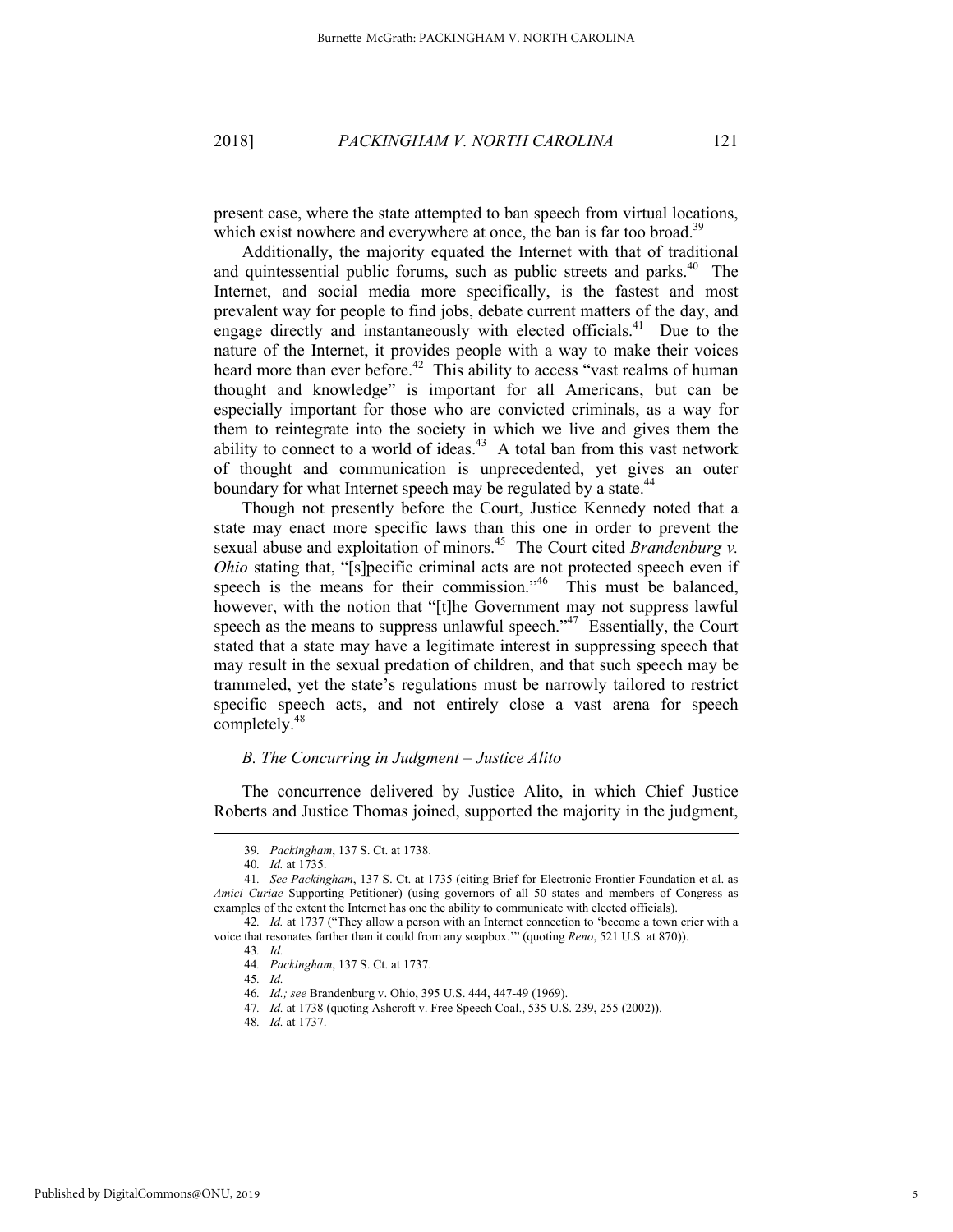present case, where the state attempted to ban speech from virtual locations, which exist nowhere and everywhere at once, the ban is far too broad.[39]

Additionally, the majority equated the Internet with that of traditional and quintessential public forums, such as public streets and parks.[40] The Internet, and social media more specifically, is the fastest and most prevalent way for people to find jobs, debate current matters of the day, and engage directly and instantaneously with elected officials.[41] Due to the nature of the Internet, it provides people with a way to make their voices heard more than ever before.[42] This ability to access "vast realms of human thought and knowledge" is important for all Americans, but can be especially important for those who are convicted criminals, as a way for them to reintegrate into the society in which we live and gives them the ability to connect to a world of ideas.[43] A total ban from this vast network of thought and communication is unprecedented, yet gives an outer boundary for what Internet speech may be regulated by a state.[44]

Though not presently before the Court, Justice Kennedy noted that a state may enact more specific laws than this one in order to prevent the sexual abuse and exploitation of minors.[45] The Court cited *Brandenburg v. Ohio* stating that, "[s]pecific criminal acts are not protected speech even if speech is the means for their commission."[46] This must be balanced, however, with the notion that "[t]he Government may not suppress lawful speech as the means to suppress unlawful speech."[47] Essentially, the Court stated that a state may have a legitimate interest in suppressing speech that may result in the sexual predation of children, and that such speech may be trammeled, yet the state's regulations must be narrowly tailored to restrict specific speech acts, and not entirely close a vast arena for speech completely.[48]

### *B. The Concurring in Judgment – Justice Alito*

The concurrence delivered by Justice Alito, in which Chief Justice Roberts and Justice Thomas joined, supported the majority in the judgment,

---

39. *Packingham*, 137 S. Ct. at 1738.

40. *Id.* at 1735.

41. *See Packingham*, 137 S. Ct. at 1735 (citing Brief for Electronic Frontier Foundation et al. as *Amici Curiae* Supporting Petitioner) (using governors of all 50 states and members of Congress as examples of the extent the Internet has one the ability to communicate with elected officials).

42. *Id.* at 1737 ("They allow a person with an Internet connection to 'become a town crier with a voice that resonates farther than it could from any soapbox.'" (quoting *Reno*, 521 U.S. at 870)).

43. *Id.*

44. *Packingham*, 137 S. Ct. at 1737.

45. *Id.*

46. *Id.; see* Brandenburg v. Ohio, 395 U.S. 444, 447-49 (1969).

47. *Id.* at 1738 (quoting Ashcroft v. Free Speech Coal., 535 U.S. 239, 255 (2002)).

48. *Id.* at 1737.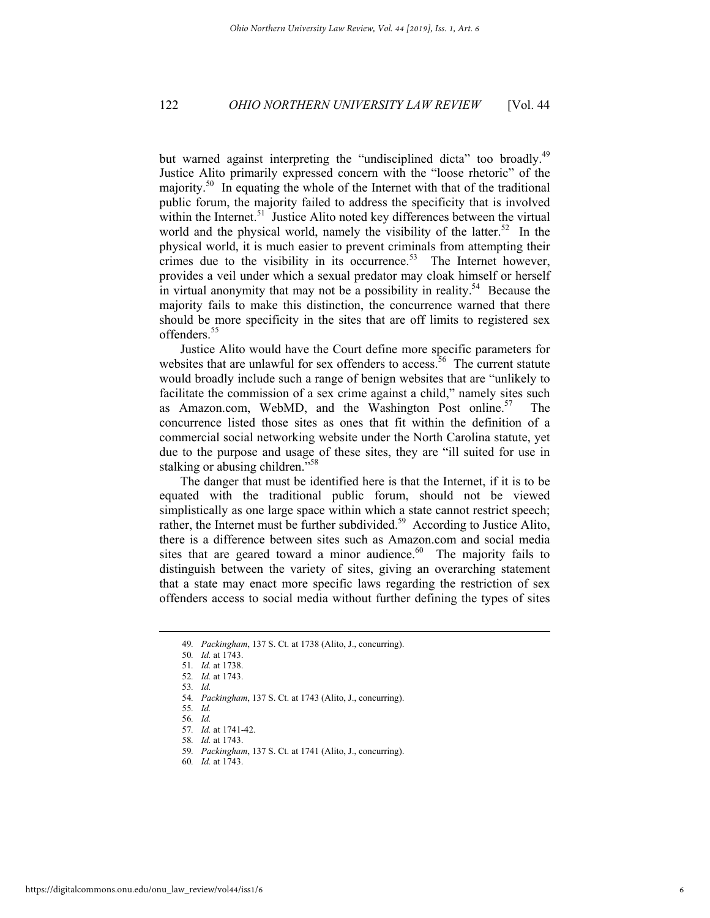but warned against interpreting the "undisciplined dicta" too broadly.[49] Justice Alito primarily expressed concern with the "loose rhetoric" of the majority.[50] In equating the whole of the Internet with that of the traditional public forum, the majority failed to address the specificity that is involved within the Internet.[51] Justice Alito noted key differences between the virtual world and the physical world, namely the visibility of the latter.[52] In the physical world, it is much easier to prevent criminals from attempting their crimes due to the visibility in its occurrence.[53] The Internet however, provides a veil under which a sexual predator may cloak himself or herself in virtual anonymity that may not be a possibility in reality.[54] Because the majority fails to make this distinction, the concurrence warned that there should be more specificity in the sites that are off limits to registered sex offenders.[55]

Justice Alito would have the Court define more specific parameters for websites that are unlawful for sex offenders to access.[56] The current statute would broadly include such a range of benign websites that are "unlikely to facilitate the commission of a sex crime against a child," namely sites such as Amazon.com, WebMD, and the Washington Post online.[57] The concurrence listed those sites as ones that fit within the definition of a commercial social networking website under the North Carolina statute, yet due to the purpose and usage of these sites, they are "ill suited for use in stalking or abusing children."[58]

The danger that must be identified here is that the Internet, if it is to be equated with the traditional public forum, should not be viewed simplistically as one large space within which a state cannot restrict speech; rather, the Internet must be further subdivided.[59] According to Justice Alito, there is a difference between sites such as Amazon.com and social media sites that are geared toward a minor audience.[60] The majority fails to distinguish between the variety of sites, giving an overarching statement that a state may enact more specific laws regarding the restriction of sex offenders access to social media without further defining the types of sites

---

49. *Packingham*, 137 S. Ct. at 1738 (Alito, J., concurring).
50. *Id.* at 1743.
51. *Id.* at 1738.
52. *Id.* at 1743.
53. *Id.*
54. *Packingham*, 137 S. Ct. at 1743 (Alito, J., concurring).
55. *Id.*
56. *Id.*
57. *Id.* at 1741-42.
58. *Id.* at 1743.
59. *Packingham*, 137 S. Ct. at 1741 (Alito, J., concurring).
60. *Id.* at 1743.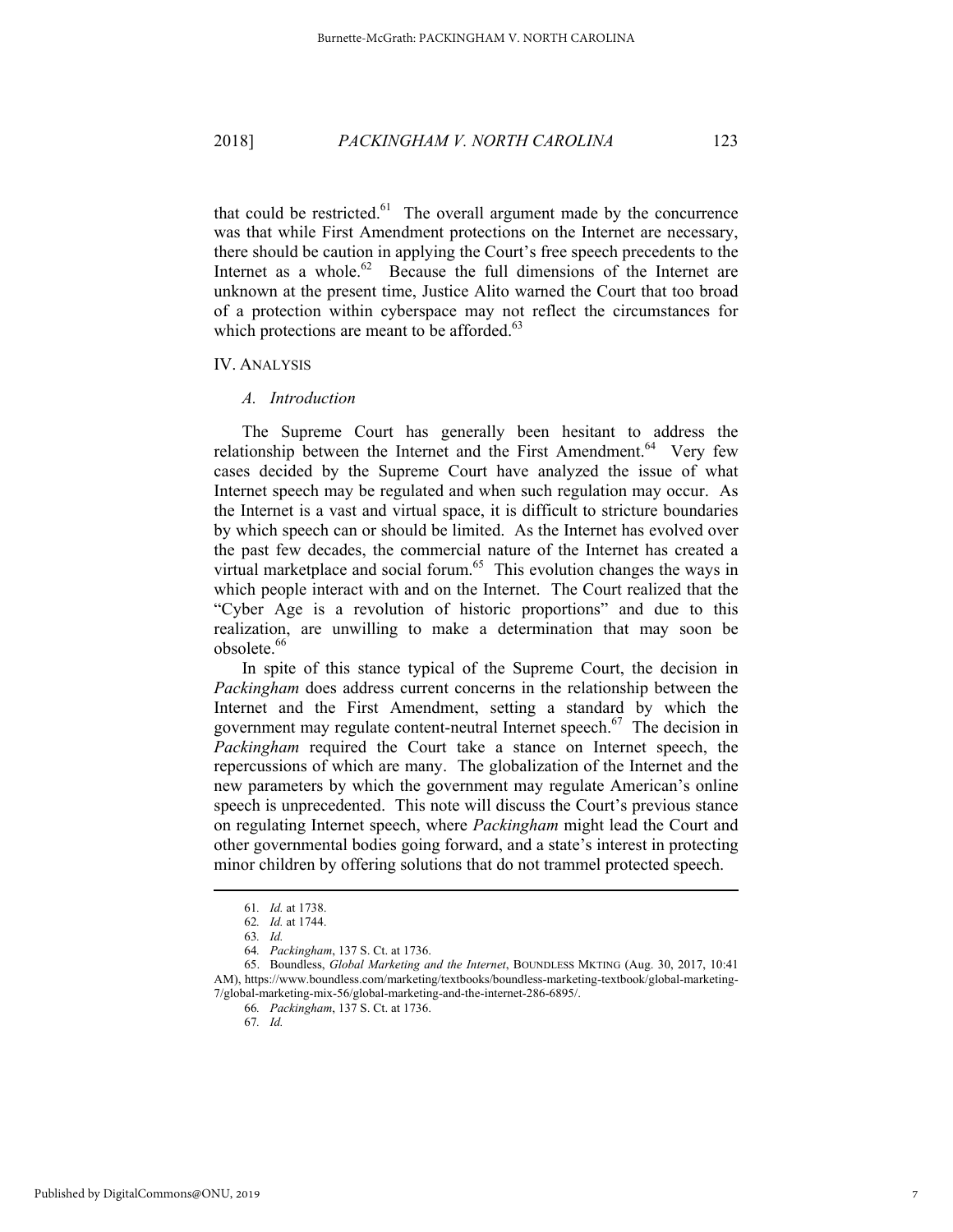that could be restricted.[61] The overall argument made by the concurrence was that while First Amendment protections on the Internet are necessary, there should be caution in applying the Court's free speech precedents to the Internet as a whole.[62] Because the full dimensions of the Internet are unknown at the present time, Justice Alito warned the Court that too broad of a protection within cyberspace may not reflect the circumstances for which protections are meant to be afforded.[63]

## IV. ANALYSIS

### *A. Introduction*

The Supreme Court has generally been hesitant to address the relationship between the Internet and the First Amendment.[64] Very few cases decided by the Supreme Court have analyzed the issue of what Internet speech may be regulated and when such regulation may occur. As the Internet is a vast and virtual space, it is difficult to stricture boundaries by which speech can or should be limited. As the Internet has evolved over the past few decades, the commercial nature of the Internet has created a virtual marketplace and social forum.[65] This evolution changes the ways in which people interact with and on the Internet. The Court realized that the "Cyber Age is a revolution of historic proportions" and due to this realization, are unwilling to make a determination that may soon be obsolete.[66]

In spite of this stance typical of the Supreme Court, the decision in *Packingham* does address current concerns in the relationship between the Internet and the First Amendment, setting a standard by which the government may regulate content-neutral Internet speech.[67] The decision in *Packingham* required the Court take a stance on Internet speech, the repercussions of which are many. The globalization of the Internet and the new parameters by which the government may regulate American's online speech is unprecedented. This note will discuss the Court's previous stance on regulating Internet speech, where *Packingham* might lead the Court and other governmental bodies going forward, and a state's interest in protecting minor children by offering solutions that do not trammel protected speech.

---

61. *Id.* at 1738.

62. *Id.* at 1744.

63. *Id.*

64. *Packingham*, 137 S. Ct. at 1736.

65. Boundless, *Global Marketing and the Internet*, BOUNDLESS MKTING (Aug. 30, 2017, 10:41 AM), https://www.boundless.com/marketing/textbooks/boundless-marketing-textbook/global-marketing-7/global-marketing-mix-56/global-marketing-and-the-internet-286-6895/.

66. *Packingham*, 137 S. Ct. at 1736.

67. *Id.*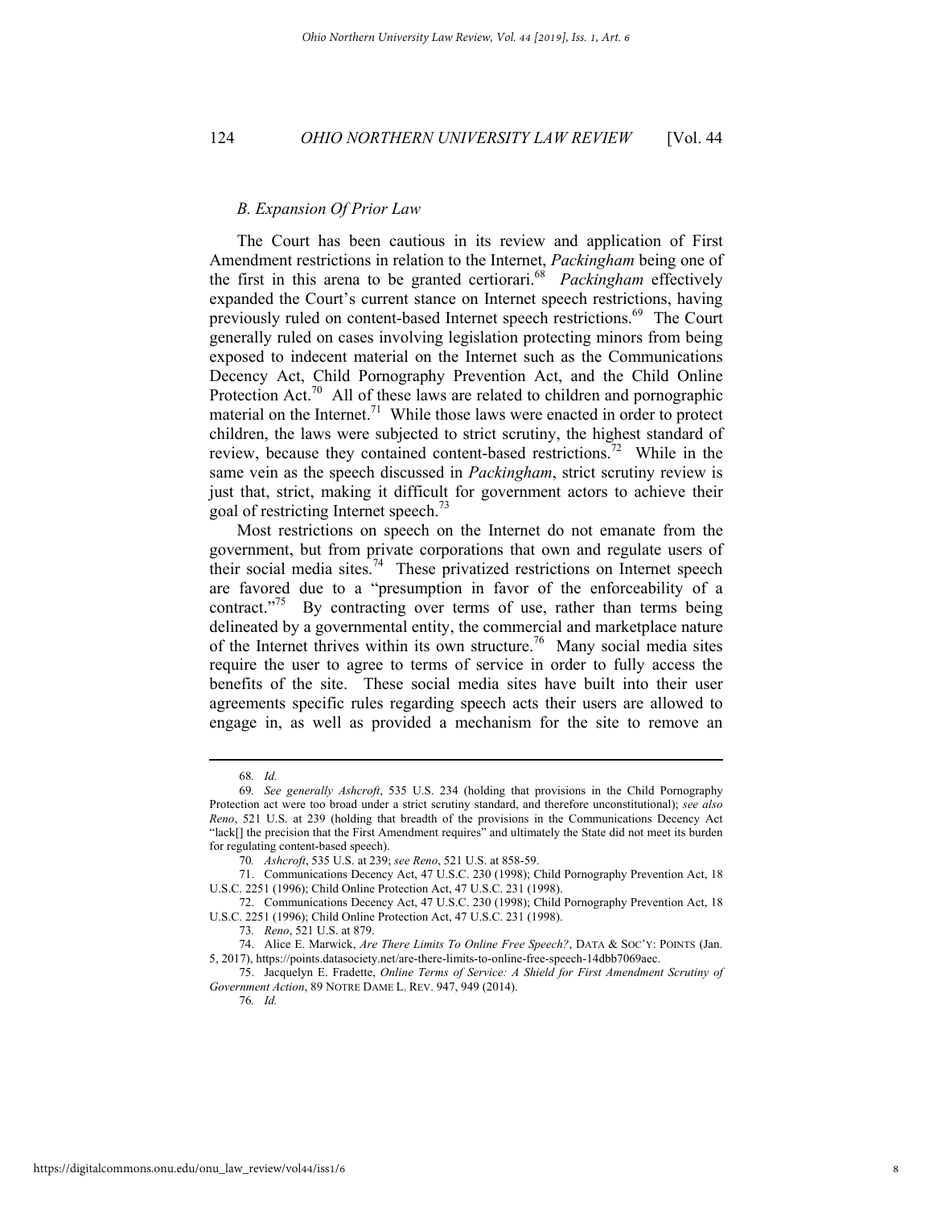### *B. Expansion Of Prior Law*

The Court has been cautious in its review and application of First Amendment restrictions in relation to the Internet, *Packingham* being one of the first in this arena to be granted certiorari.[68] *Packingham* effectively expanded the Court's current stance on Internet speech restrictions, having previously ruled on content-based Internet speech restrictions.[69] The Court generally ruled on cases involving legislation protecting minors from being exposed to indecent material on the Internet such as the Communications Decency Act, Child Pornography Prevention Act, and the Child Online Protection Act.[70] All of these laws are related to children and pornographic material on the Internet.[71] While those laws were enacted in order to protect children, the laws were subjected to strict scrutiny, the highest standard of review, because they contained content-based restrictions.[72] While in the same vein as the speech discussed in *Packingham*, strict scrutiny review is just that, strict, making it difficult for government actors to achieve their goal of restricting Internet speech.[73]

Most restrictions on speech on the Internet do not emanate from the government, but from private corporations that own and regulate users of their social media sites.[74] These privatized restrictions on Internet speech are favored due to a "presumption in favor of the enforceability of a contract."[75] By contracting over terms of use, rather than terms being delineated by a governmental entity, the commercial and marketplace nature of the Internet thrives within its own structure.[76] Many social media sites require the user to agree to terms of service in order to fully access the benefits of the site. These social media sites have built into their user agreements specific rules regarding speech acts their users are allowed to engage in, as well as provided a mechanism for the site to remove an

---

68. *Id.*

69. *See generally Ashcroft*, 535 U.S. 234 (holding that provisions in the Child Pornography Protection act were too broad under a strict scrutiny standard, and therefore unconstitutional); *see also Reno*, 521 U.S. at 239 (holding that breadth of the provisions in the Communications Decency Act "lack[] the precision that the First Amendment requires" and ultimately the State did not meet its burden for regulating content-based speech).

70. *Ashcroft*, 535 U.S. at 239; *see Reno*, 521 U.S. at 858-59.

71. Communications Decency Act, 47 U.S.C. 230 (1998); Child Pornography Prevention Act, 18 U.S.C. 2251 (1996); Child Online Protection Act, 47 U.S.C. 231 (1998).

72. Communications Decency Act, 47 U.S.C. 230 (1998); Child Pornography Prevention Act, 18 U.S.C. 2251 (1996); Child Online Protection Act, 47 U.S.C. 231 (1998).

73. *Reno*, 521 U.S. at 879.

74. Alice E. Marwick, *Are There Limits To Online Free Speech?*, DATA & SOC'Y: POINTS (Jan. 5, 2017), https://points.datasociety.net/are-there-limits-to-online-free-speech-14dbb7069aec.

75. Jacquelyn E. Fradette, *Online Terms of Service: A Shield for First Amendment Scrutiny of Government Action*, 89 NOTRE DAME L. REV. 947, 949 (2014).

76. *Id.*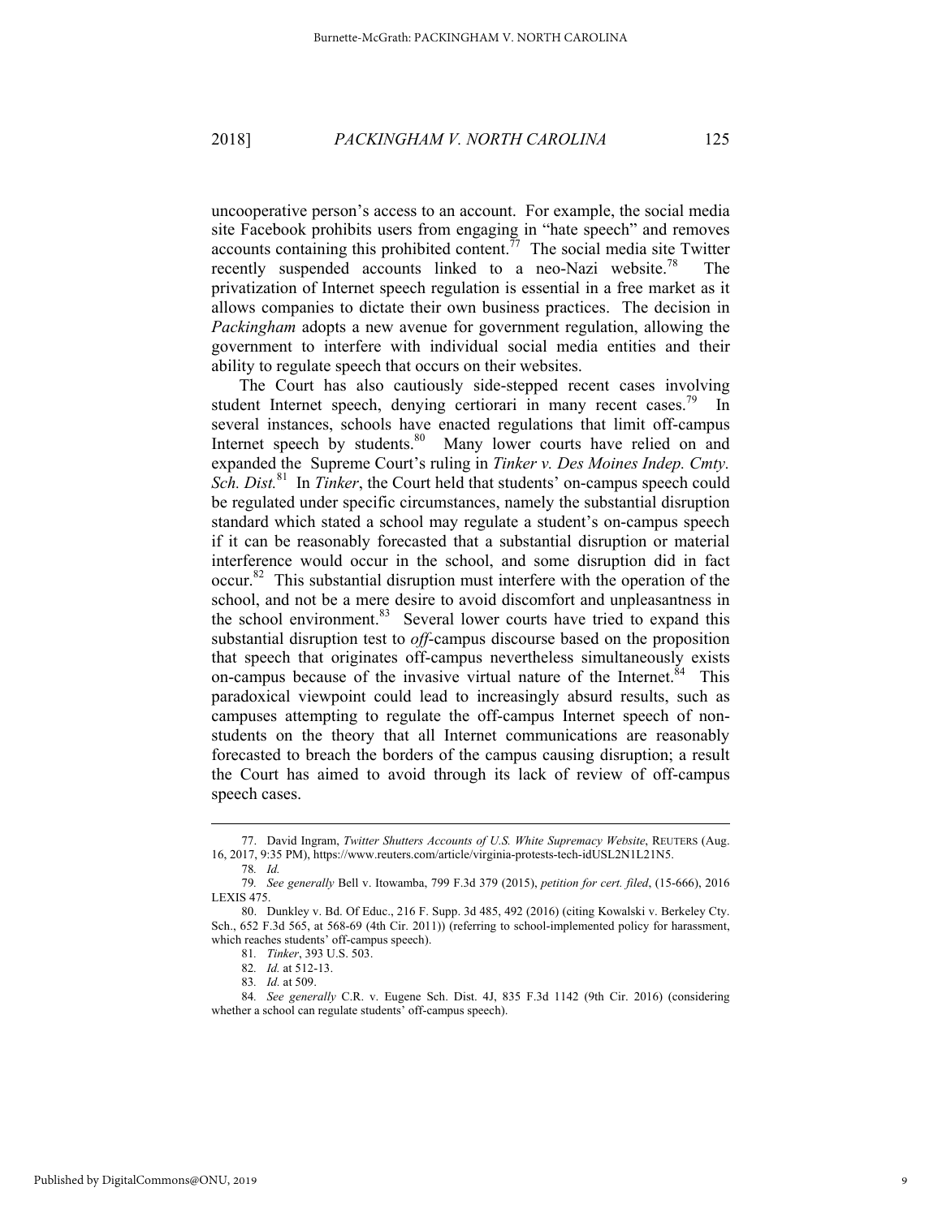uncooperative person's access to an account. For example, the social media site Facebook prohibits users from engaging in "hate speech" and removes accounts containing this prohibited content.[77] The social media site Twitter recently suspended accounts linked to a neo-Nazi website.[78] The privatization of Internet speech regulation is essential in a free market as it allows companies to dictate their own business practices. The decision in *Packingham* adopts a new avenue for government regulation, allowing the government to interfere with individual social media entities and their ability to regulate speech that occurs on their websites.

The Court has also cautiously side-stepped recent cases involving student Internet speech, denying certiorari in many recent cases.[79] In several instances, schools have enacted regulations that limit off-campus Internet speech by students.[80] Many lower courts have relied on and expanded the Supreme Court's ruling in *Tinker v. Des Moines Indep. Cmty. Sch. Dist.*[81] In *Tinker*, the Court held that students' on-campus speech could be regulated under specific circumstances, namely the substantial disruption standard which stated a school may regulate a student's on-campus speech if it can be reasonably forecasted that a substantial disruption or material interference would occur in the school, and some disruption did in fact occur.[82] This substantial disruption must interfere with the operation of the school, and not be a mere desire to avoid discomfort and unpleasantness in the school environment.[83] Several lower courts have tried to expand this substantial disruption test to *off*-campus discourse based on the proposition that speech that originates off-campus nevertheless simultaneously exists on-campus because of the invasive virtual nature of the Internet.[84] This paradoxical viewpoint could lead to increasingly absurd results, such as campuses attempting to regulate the off-campus Internet speech of non-students on the theory that all Internet communications are reasonably forecasted to breach the borders of the campus causing disruption; a result the Court has aimed to avoid through its lack of review of off-campus speech cases.

---

77. David Ingram, *Twitter Shutters Accounts of U.S. White Supremacy Website*, REUTERS (Aug. 16, 2017, 9:35 PM), https://www.reuters.com/article/virginia-protests-tech-idUSL2N1L21N5.

78. *Id.*

79. *See generally* Bell v. Itowamba, 799 F.3d 379 (2015), *petition for cert. filed*, (15-666), 2016 LEXIS 475.

80. Dunkley v. Bd. Of Educ., 216 F. Supp. 3d 485, 492 (2016) (citing Kowalski v. Berkeley Cty. Sch., 652 F.3d 565, at 568-69 (4th Cir. 2011)) (referring to school-implemented policy for harassment, which reaches students' off-campus speech).

81. *Tinker*, 393 U.S. 503.

82. *Id.* at 512-13.

83. *Id.* at 509.

84. *See generally* C.R. v. Eugene Sch. Dist. 4J, 835 F.3d 1142 (9th Cir. 2016) (considering whether a school can regulate students' off-campus speech).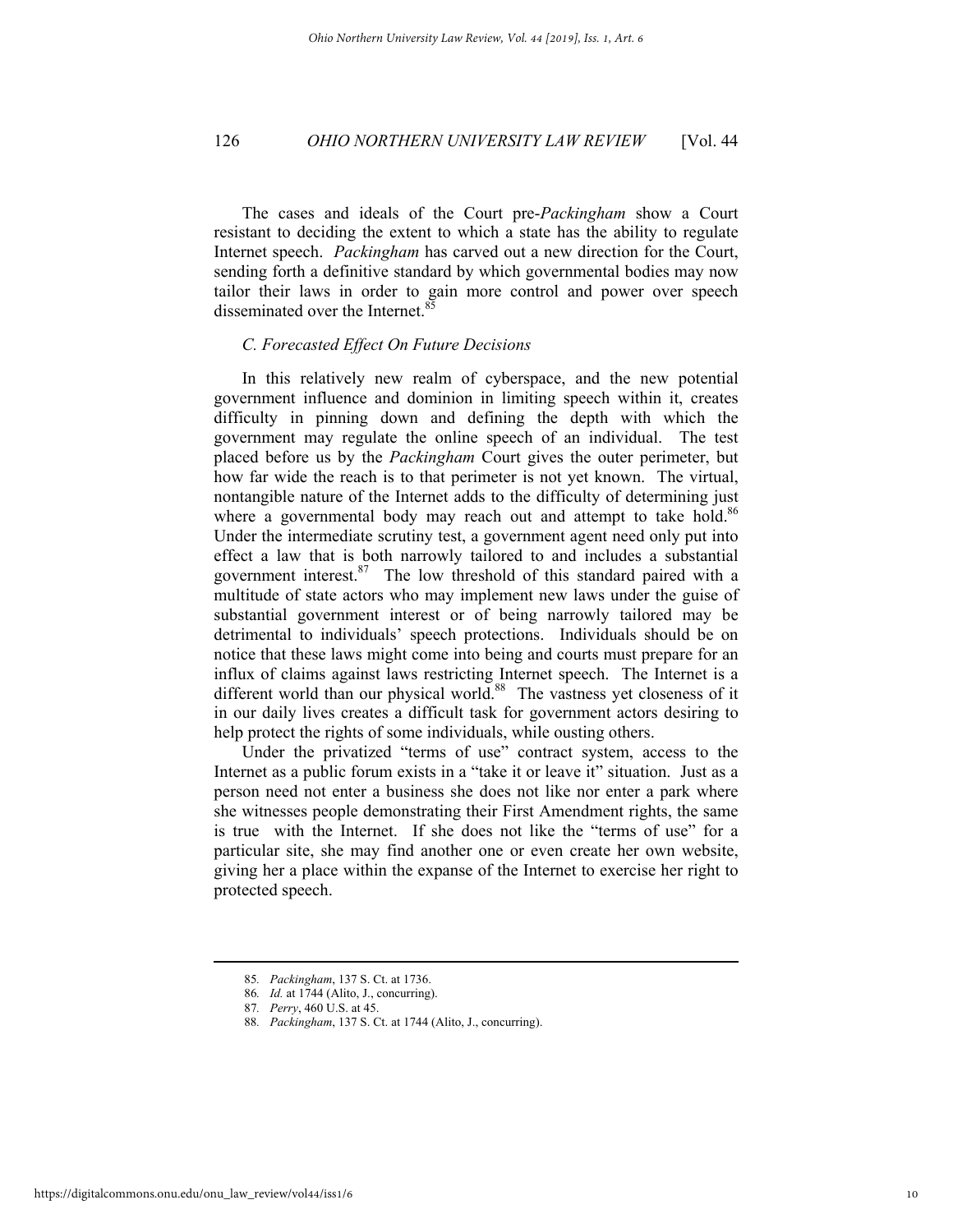The cases and ideals of the Court pre-*Packingham* show a Court resistant to deciding the extent to which a state has the ability to regulate Internet speech. *Packingham* has carved out a new direction for the Court, sending forth a definitive standard by which governmental bodies may now tailor their laws in order to gain more control and power over speech disseminated over the Internet.[85]

### *C. Forecasted Effect On Future Decisions*

In this relatively new realm of cyberspace, and the new potential government influence and dominion in limiting speech within it, creates difficulty in pinning down and defining the depth with which the government may regulate the online speech of an individual. The test placed before us by the *Packingham* Court gives the outer perimeter, but how far wide the reach is to that perimeter is not yet known. The virtual, nontangible nature of the Internet adds to the difficulty of determining just where a governmental body may reach out and attempt to take hold.[86] Under the intermediate scrutiny test, a government agent need only put into effect a law that is both narrowly tailored to and includes a substantial government interest.[87] The low threshold of this standard paired with a multitude of state actors who may implement new laws under the guise of substantial government interest or of being narrowly tailored may be detrimental to individuals' speech protections. Individuals should be on notice that these laws might come into being and courts must prepare for an influx of claims against laws restricting Internet speech. The Internet is a different world than our physical world.[88] The vastness yet closeness of it in our daily lives creates a difficult task for government actors desiring to help protect the rights of some individuals, while ousting others.

Under the privatized "terms of use" contract system, access to the Internet as a public forum exists in a "take it or leave it" situation. Just as a person need not enter a business she does not like nor enter a park where she witnesses people demonstrating their First Amendment rights, the same is true with the Internet. If she does not like the "terms of use" for a particular site, she may find another one or even create her own website, giving her a place within the expanse of the Internet to exercise her right to protected speech.

---

85. *Packingham*, 137 S. Ct. at 1736.
86. *Id.* at 1744 (Alito, J., concurring).
87. *Perry*, 460 U.S. at 45.
88. *Packingham*, 137 S. Ct. at 1744 (Alito, J., concurring).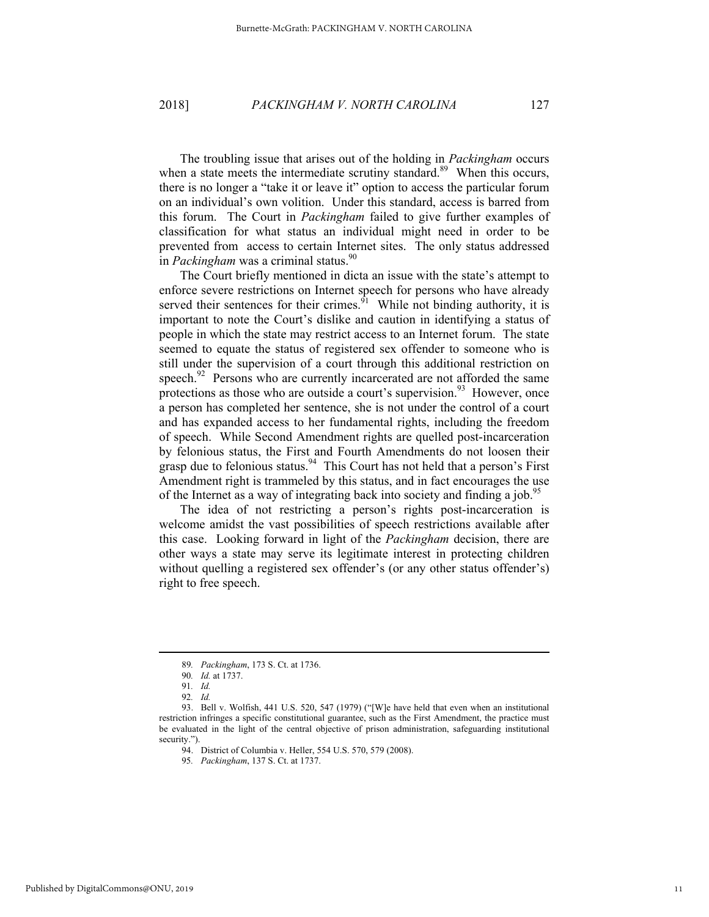The troubling issue that arises out of the holding in *Packingham* occurs when a state meets the intermediate scrutiny standard.[89] When this occurs, there is no longer a "take it or leave it" option to access the particular forum on an individual's own volition. Under this standard, access is barred from this forum. The Court in *Packingham* failed to give further examples of classification for what status an individual might need in order to be prevented from access to certain Internet sites. The only status addressed in *Packingham* was a criminal status.[90]

The Court briefly mentioned in dicta an issue with the state's attempt to enforce severe restrictions on Internet speech for persons who have already served their sentences for their crimes.[91] While not binding authority, it is important to note the Court's dislike and caution in identifying a status of people in which the state may restrict access to an Internet forum. The state seemed to equate the status of registered sex offender to someone who is still under the supervision of a court through this additional restriction on speech.[92] Persons who are currently incarcerated are not afforded the same protections as those who are outside a court's supervision.[93] However, once a person has completed her sentence, she is not under the control of a court and has expanded access to her fundamental rights, including the freedom of speech. While Second Amendment rights are quelled post-incarceration by felonious status, the First and Fourth Amendments do not loosen their grasp due to felonious status.[94] This Court has not held that a person's First Amendment right is trammeled by this status, and in fact encourages the use of the Internet as a way of integrating back into society and finding a job.[95]

The idea of not restricting a person's rights post-incarceration is welcome amidst the vast possibilities of speech restrictions available after this case. Looking forward in light of the *Packingham* decision, there are other ways a state may serve its legitimate interest in protecting children without quelling a registered sex offender's (or any other status offender's) right to free speech.

---

89. *Packingham*, 173 S. Ct. at 1736.

90. *Id.* at 1737.

91. *Id.*

92. *Id.*

93. Bell v. Wolfish, 441 U.S. 520, 547 (1979) ("[W]e have held that even when an institutional restriction infringes a specific constitutional guarantee, such as the First Amendment, the practice must be evaluated in the light of the central objective of prison administration, safeguarding institutional security.").

94. District of Columbia v. Heller, 554 U.S. 570, 579 (2008).

95. *Packingham*, 137 S. Ct. at 1737.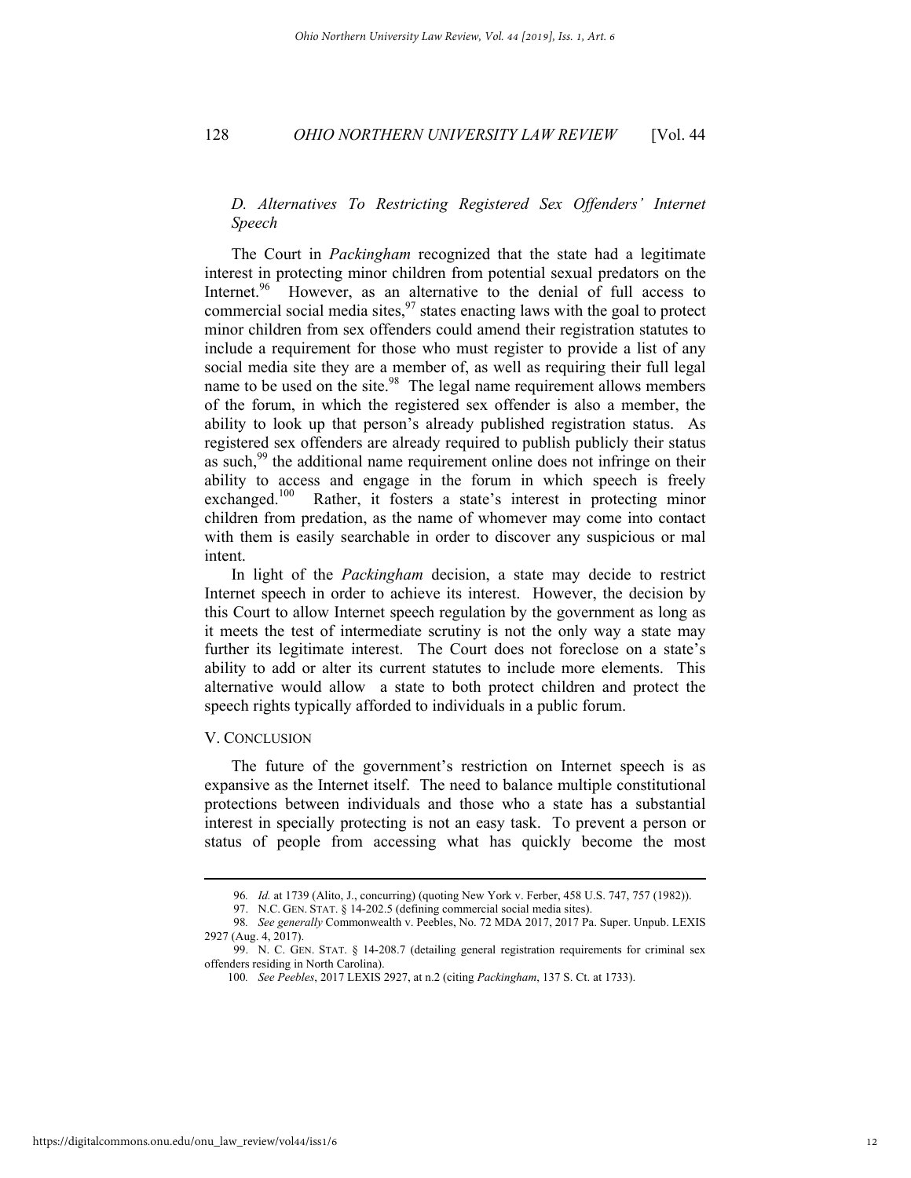### *D. Alternatives To Restricting Registered Sex Offenders' Internet Speech*

The Court in *Packingham* recognized that the state had a legitimate interest in protecting minor children from potential sexual predators on the Internet.[96] However, as an alternative to the denial of full access to commercial social media sites,[97] states enacting laws with the goal to protect minor children from sex offenders could amend their registration statutes to include a requirement for those who must register to provide a list of any social media site they are a member of, as well as requiring their full legal name to be used on the site.[98] The legal name requirement allows members of the forum, in which the registered sex offender is also a member, the ability to look up that person's already published registration status. As registered sex offenders are already required to publish publicly their status as such,[99] the additional name requirement online does not infringe on their ability to access and engage in the forum in which speech is freely exchanged.[100] Rather, it fosters a state's interest in protecting minor children from predation, as the name of whomever may come into contact with them is easily searchable in order to discover any suspicious or mal intent.

In light of the *Packingham* decision, a state may decide to restrict Internet speech in order to achieve its interest. However, the decision by this Court to allow Internet speech regulation by the government as long as it meets the test of intermediate scrutiny is not the only way a state may further its legitimate interest. The Court does not foreclose on a state's ability to add or alter its current statutes to include more elements. This alternative would allow a state to both protect children and protect the speech rights typically afforded to individuals in a public forum.

## V. CONCLUSION

The future of the government's restriction on Internet speech is as expansive as the Internet itself. The need to balance multiple constitutional protections between individuals and those who a state has a substantial interest in specially protecting is not an easy task. To prevent a person or status of people from accessing what has quickly become the most

---

96. *Id.* at 1739 (Alito, J., concurring) (quoting New York v. Ferber, 458 U.S. 747, 757 (1982)).

97. N.C. GEN. STAT. § 14-202.5 (defining commercial social media sites).

98. *See generally* Commonwealth v. Peebles, No. 72 MDA 2017, 2017 Pa. Super. Unpub. LEXIS 2927 (Aug. 4, 2017).

99. N. C. GEN. STAT. § 14-208.7 (detailing general registration requirements for criminal sex offenders residing in North Carolina).

100. *See Peebles*, 2017 LEXIS 2927, at n.2 (citing *Packingham*, 137 S. Ct. at 1733).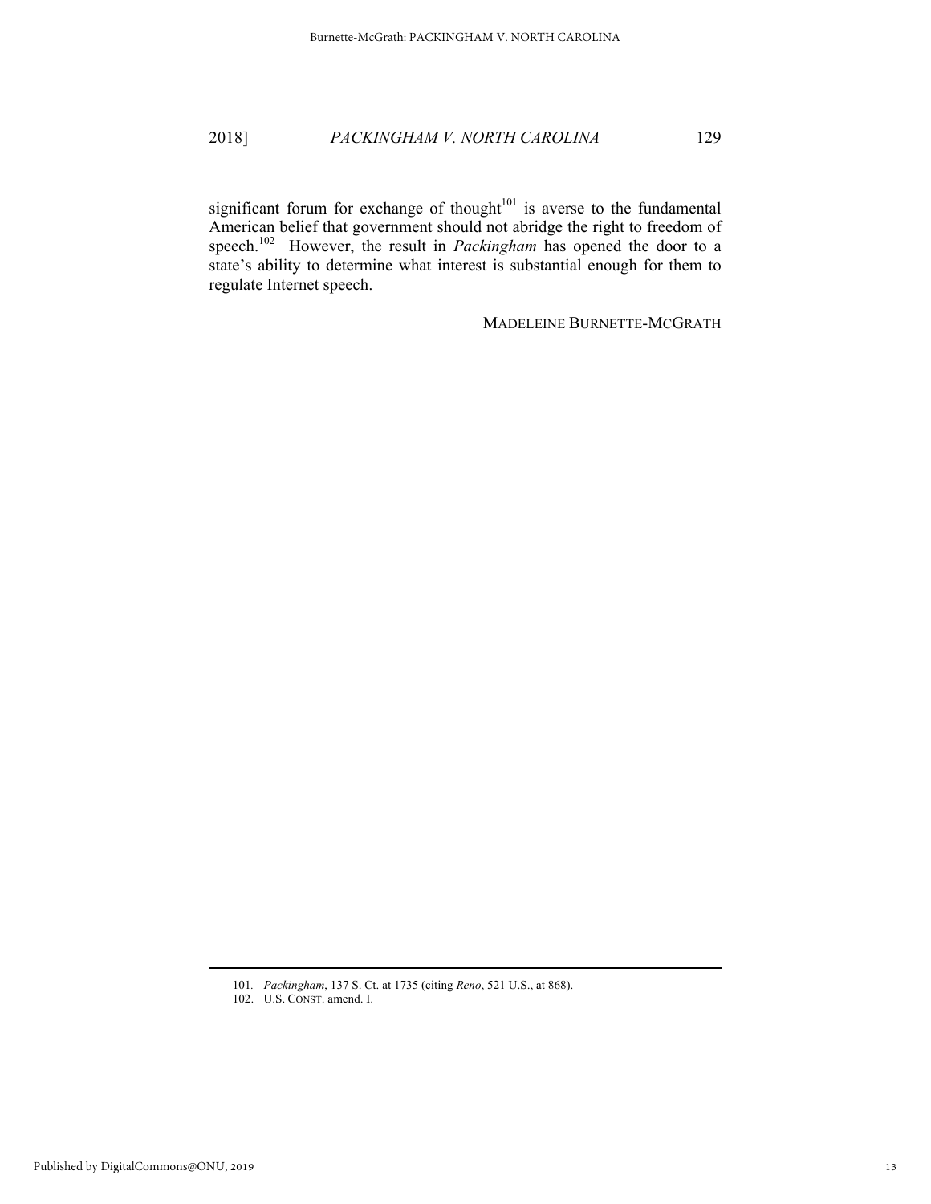significant forum for exchange of thought[101] is averse to the fundamental American belief that government should not abridge the right to freedom of speech.[102] However, the result in *Packingham* has opened the door to a state's ability to determine what interest is substantial enough for them to regulate Internet speech.

MADELEINE BURNETTE-MCGRATH

---

101. *Packingham*, 137 S. Ct. at 1735 (citing *Reno*, 521 U.S., at 868).

102. U.S. CONST. amend. I.